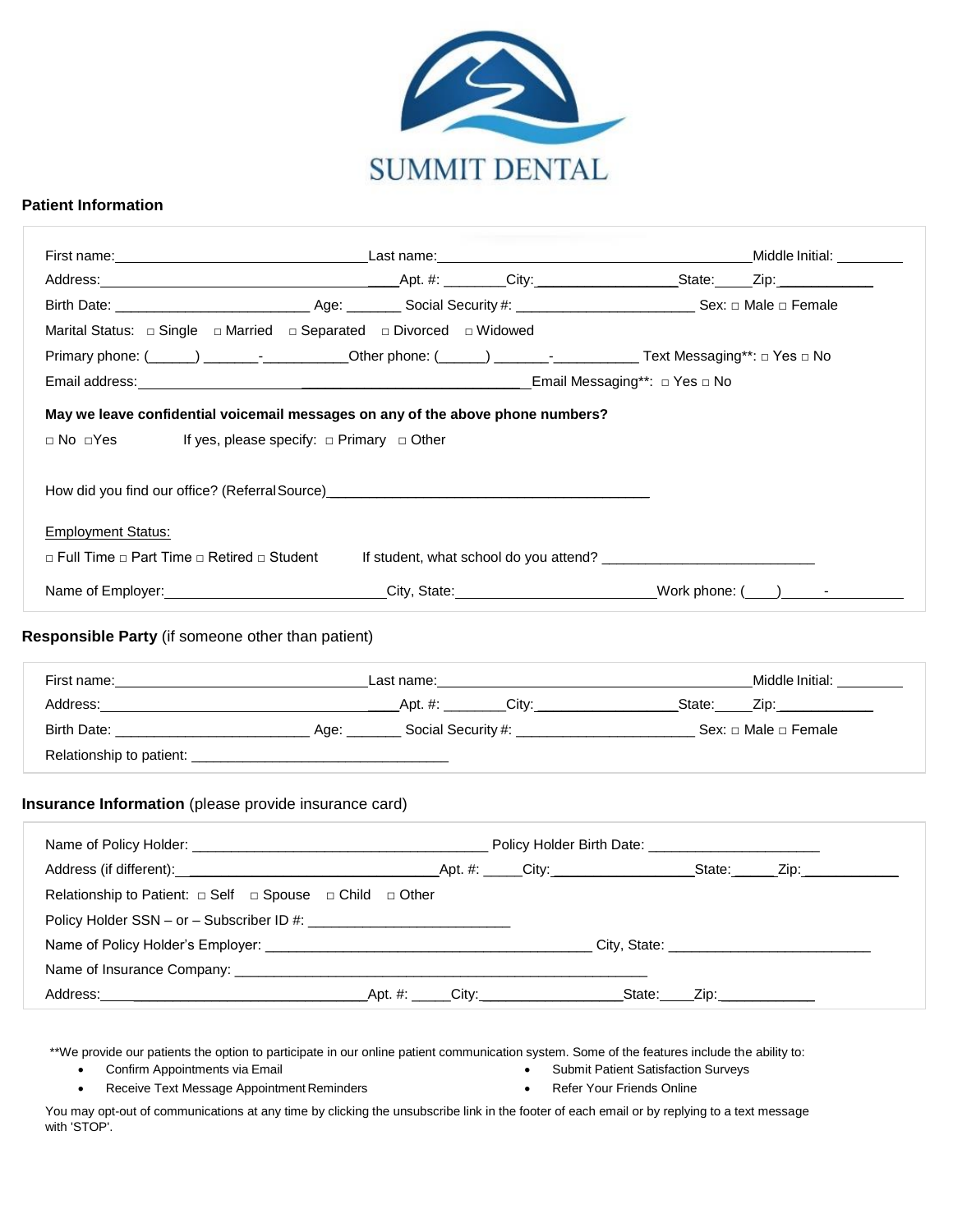# SUMMIT DENTAL

## Patient Information

First name: ______________________ Last name: ______________________ Middle Initial: ________

Address: ______________________ Apt. #: ________ City: ________________ State: _____ Zip: ____________

Birth Date: ______________________ Age: _______ Social Security #: ______________________ Sex: □ Male □ Female

Marital Status: □ Single □ Married □ Separated □ Divorced □ Widowed

Primary phone: (______) _______-__________ Other phone: (______) _______-__________ Text Messaging**: □ Yes □ No

Email address: ______________________________ Email Messaging**: □ Yes □ No

**May we leave confidential voicemail messages on any of the above phone numbers?**

□ No □Yes If yes, please specify: □ Primary □ Other

How did you find our office? (Referral Source) ________________________________________

Employment Status:

□ Full Time □ Part Time □ Retired □ Student If student, what school do you attend? ___________________________

Name of Employer: ________________________ City, State: ________________________ Work phone: (____) _____-_________

## Responsible Party (if someone other than patient)

First name: ______________________ Last name: ______________________ Middle Initial: ________

Address: ______________________ Apt. #: ________ City: ________________ State: _____ Zip: ____________

Birth Date: ______________________ Age: _______ Social Security #: ______________________ Sex: □ Male □ Female

Relationship to patient: _________________________________

## Insurance Information (please provide insurance card)

Name of Policy Holder: ______________________________________ Policy Holder Birth Date: ______________________

Address (if different): ______________________________ Apt. #: _____ City: ________________ State: ______ Zip: ____________

Relationship to Patient: □ Self □ Spouse □ Child □ Other

Policy Holder SSN – or – Subscriber ID #: __________________________

Name of Policy Holder's Employer: __________________________________________ City, State: __________________________

Name of Insurance Company: ____________________________________________________

Address: ______________________________ Apt. #: _____ City: ________________ State: ____ Zip: ____________

**We provide our patients the option to participate in our online patient communication system. Some of the features include the ability to:

- Confirm Appointments via Email
- Receive Text Message Appointment Reminders
- Submit Patient Satisfaction Surveys
- Refer Your Friends Online

You may opt-out of communications at any time by clicking the unsubscribe link in the footer of each email or by replying to a text message with 'STOP'.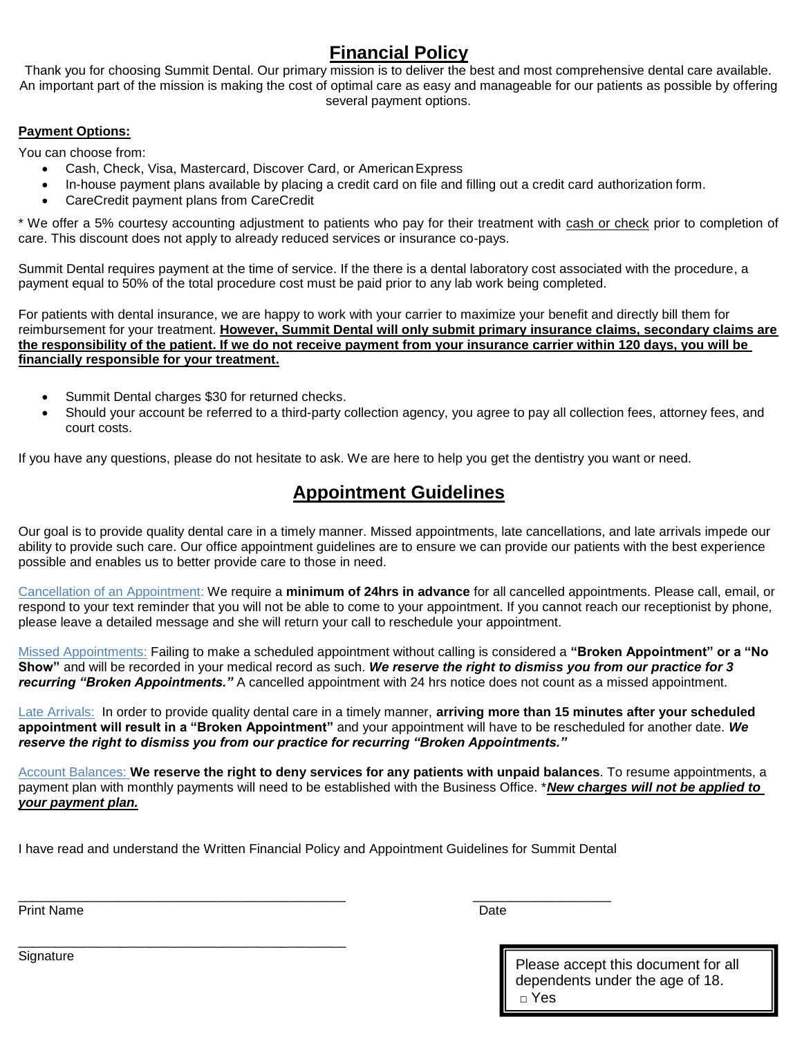# **Financial Policy**

Thank you for choosing Summit Dental. Our primary mission is to deliver the best and most comprehensive dental care available. An important part of the mission is making the cost of optimal care as easy and manageable for our patients as possible by offering several payment options.

**Payment Options:**

You can choose from:

- Cash, Check, Visa, Mastercard, Discover Card, or American Express
- In-house payment plans available by placing a credit card on file and filling out a credit card authorization form.
- CareCredit payment plans from CareCredit

* We offer a 5% courtesy accounting adjustment to patients who pay for their treatment with cash or check prior to completion of care. This discount does not apply to already reduced services or insurance co-pays.

Summit Dental requires payment at the time of service. If the there is a dental laboratory cost associated with the procedure, a payment equal to 50% of the total procedure cost must be paid prior to any lab work being completed.

For patients with dental insurance, we are happy to work with your carrier to maximize your benefit and directly bill them for reimbursement for your treatment. **However, Summit Dental will only submit primary insurance claims, secondary claims are the responsibility of the patient. If we do not receive payment from your insurance carrier within 120 days, you will be financially responsible for your treatment.**

- Summit Dental charges $30 for returned checks.
- Should your account be referred to a third-party collection agency, you agree to pay all collection fees, attorney fees, and court costs.

If you have any questions, please do not hesitate to ask. We are here to help you get the dentistry you want or need.

# **Appointment Guidelines**

Our goal is to provide quality dental care in a timely manner. Missed appointments, late cancellations, and late arrivals impede our ability to provide such care. Our office appointment guidelines are to ensure we can provide our patients with the best experience possible and enables us to better provide care to those in need.

Cancellation of an Appointment: We require a **minimum of 24hrs in advance** for all cancelled appointments. Please call, email, or respond to your text reminder that you will not be able to come to your appointment. If you cannot reach our receptionist by phone, please leave a detailed message and she will return your call to reschedule your appointment.

Missed Appointments: Failing to make a scheduled appointment without calling is considered a **"Broken Appointment" or a "No Show"** and will be recorded in your medical record as such. ***We reserve the right to dismiss you from our practice for 3 recurring "Broken Appointments."*** A cancelled appointment with 24 hrs notice does not count as a missed appointment.

Late Arrivals: In order to provide quality dental care in a timely manner, **arriving more than 15 minutes after your scheduled appointment will result in a "Broken Appointment"** and your appointment will have to be rescheduled for another date. ***We reserve the right to dismiss you from our practice for recurring "Broken Appointments."***

Account Balances: **We reserve the right to deny services for any patients with unpaid balances**. To resume appointments, a payment plan with monthly payments will need to be established with the Business Office. \****New charges will not be applied to your payment plan.***

I have read and understand the Written Financial Policy and Appointment Guidelines for Summit Dental

_______________________________________________ ___________________
Print Name Date

_______________________________________________
Signature

Please accept this document for all dependents under the age of 18.
□ Yes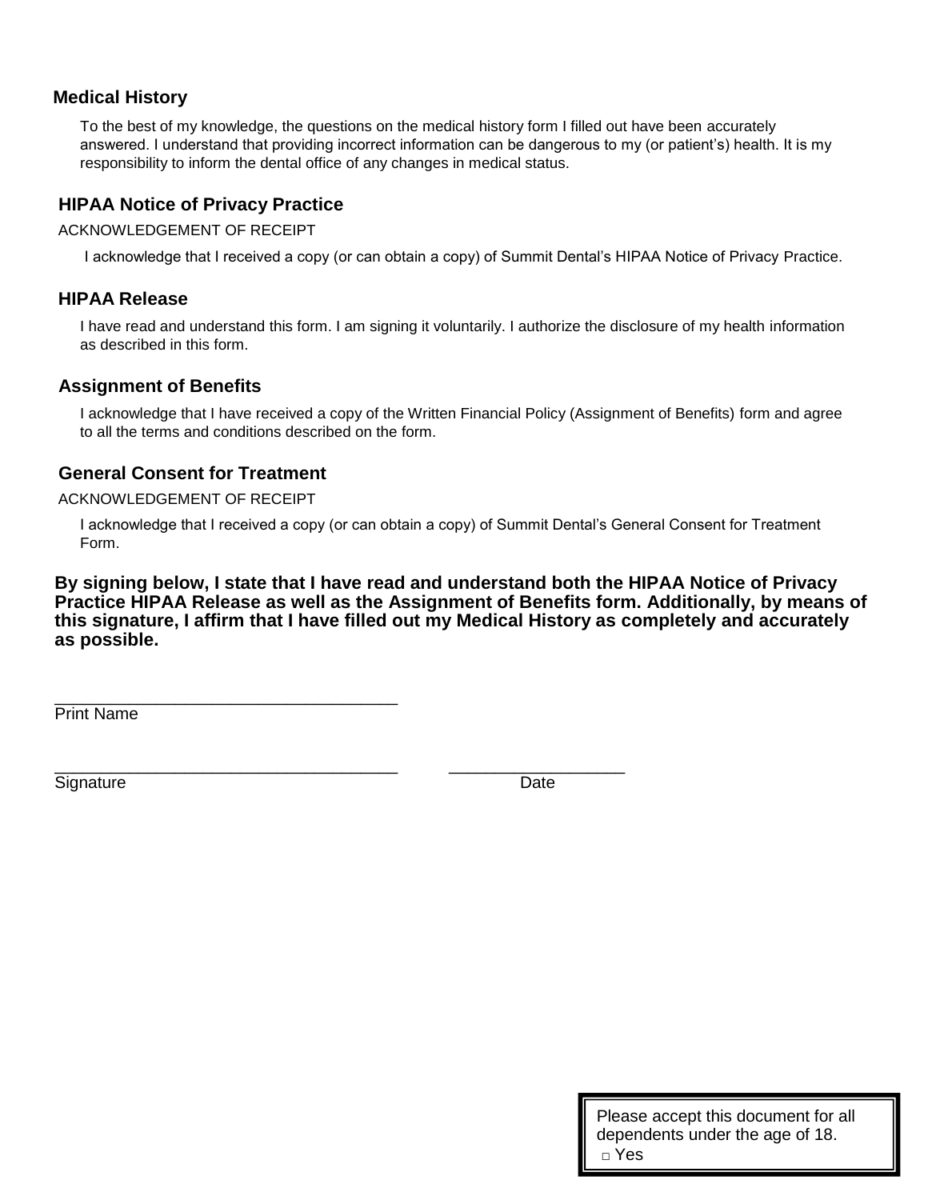## Medical History

To the best of my knowledge, the questions on the medical history form I filled out have been accurately answered. I understand that providing incorrect information can be dangerous to my (or patient's) health. It is my responsibility to inform the dental office of any changes in medical status.

## HIPAA Notice of Privacy Practice

ACKNOWLEDGEMENT OF RECEIPT

I acknowledge that I received a copy (or can obtain a copy) of Summit Dental's HIPAA Notice of Privacy Practice.

## HIPAA Release

I have read and understand this form. I am signing it voluntarily. I authorize the disclosure of my health information as described in this form.

## Assignment of Benefits

I acknowledge that I have received a copy of the Written Financial Policy (Assignment of Benefits) form and agree to all the terms and conditions described on the form.

## General Consent for Treatment

ACKNOWLEDGEMENT OF RECEIPT

I acknowledge that I received a copy (or can obtain a copy) of Summit Dental's General Consent for Treatment Form.

**By signing below, I state that I have read and understand both the HIPAA Notice of Privacy Practice HIPAA Release as well as the Assignment of Benefits form. Additionally, by means of this signature, I affirm that I have filled out my Medical History as completely and accurately as possible.**

_____________________________________
Print Name

_____________________________________ ___________________
Signature Date

Please accept this document for all dependents under the age of 18.
□ Yes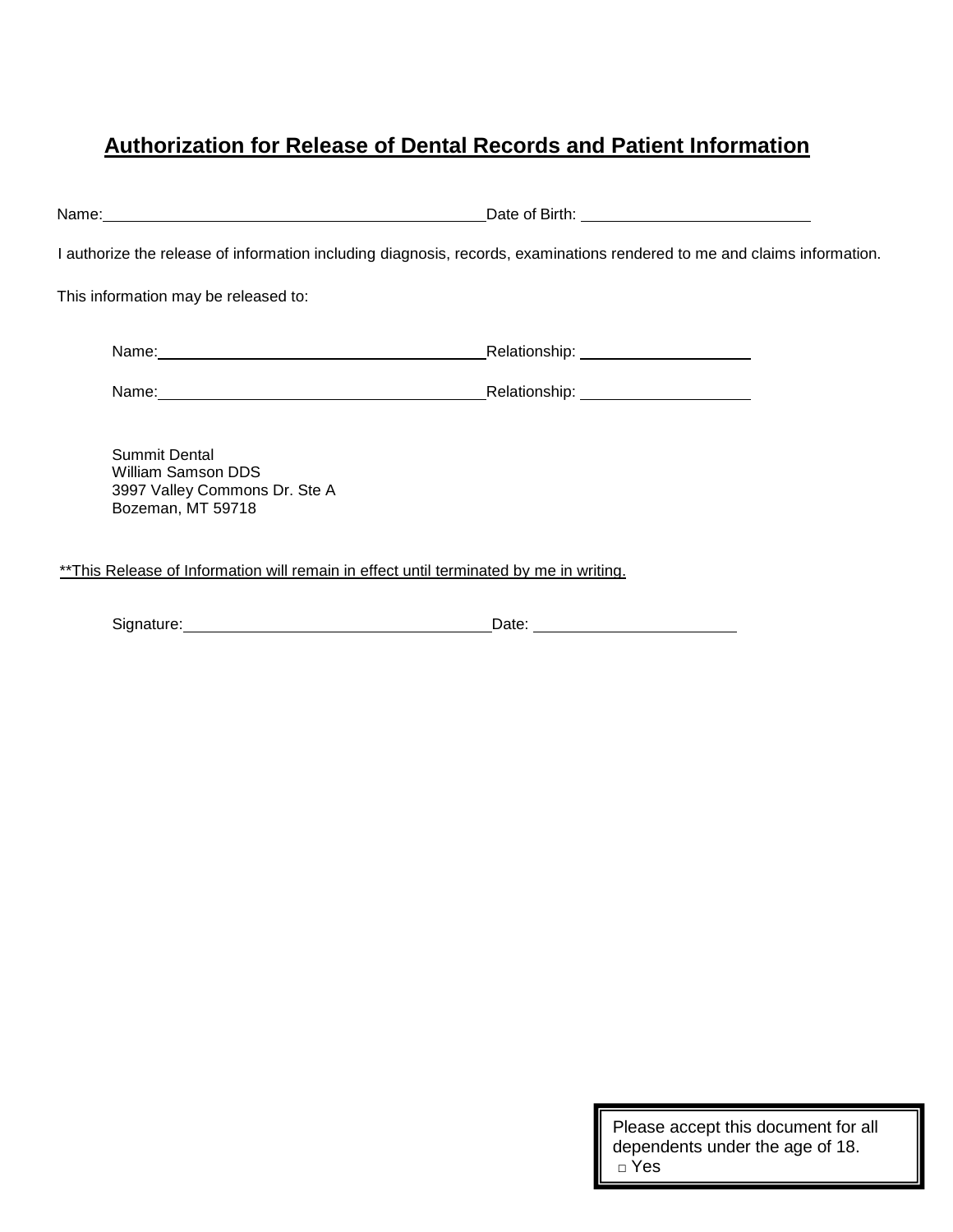## Authorization for Release of Dental Records and Patient Information

Name: ______________________________ Date of Birth: ____________________

I authorize the release of information including diagnosis, records, examinations rendered to me and claims information.

This information may be released to:

Name: ______________________________ Relationship: ________________

Name: ______________________________ Relationship: ________________

Summit Dental  
William Samson DDS  
3997 Valley Commons Dr. Ste A  
Bozeman, MT 59718

<u>**This Release of Information will remain in effect until terminated by me in writing.</u>

Signature: ___________________________ Date: __________________

Please accept this document for all dependents under the age of 18.  
□ Yes